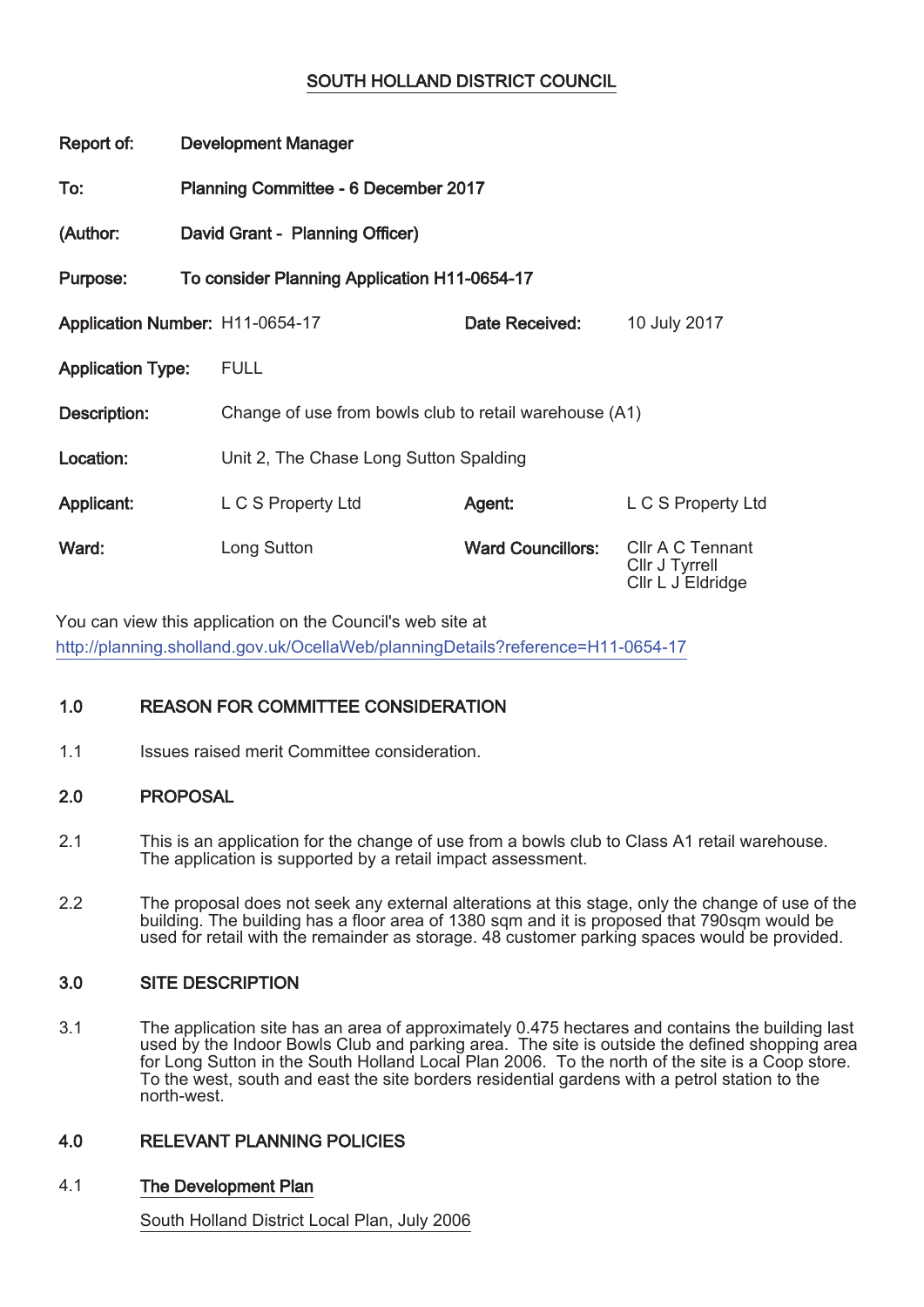# SOUTH HOLLAND DISTRICT COUNCIL

**Report of:** Development Manager

**To:** Planning Committee - 6 December 2017

**(Author:** David Grant - Planning Officer)

**Purpose:** To consider Planning Application H11-0654-17

| | | | |
|---|---|---|---|
| **Application Number:** | H11-0654-17 | **Date Received:** | 10 July 2017 |
| **Application Type:** | FULL | | |
| **Description:** | Change of use from bowls club to retail warehouse (A1) | | |
| **Location:** | Unit 2, The Chase Long Sutton Spalding | | |
| **Applicant:** | L C S Property Ltd | **Agent:** | L C S Property Ltd |
| **Ward:** | Long Sutton | **Ward Councillors:** | Cllr A C Tennant<br>Cllr J Tyrrell<br>Cllr L J Eldridge |

You can view this application on the Council's web site at
http://planning.sholland.gov.uk/OcellaWeb/planningDetails?reference=H11-0654-17

## 1.0 REASON FOR COMMITTEE CONSIDERATION

1.1 Issues raised merit Committee consideration.

## 2.0 PROPOSAL

2.1 This is an application for the change of use from a bowls club to Class A1 retail warehouse. The application is supported by a retail impact assessment.

2.2 The proposal does not seek any external alterations at this stage, only the change of use of the building. The building has a floor area of 1380 sqm and it is proposed that 790sqm would be used for retail with the remainder as storage. 48 customer parking spaces would be provided.

## 3.0 SITE DESCRIPTION

3.1 The application site has an area of approximately 0.475 hectares and contains the building last used by the Indoor Bowls Club and parking area. The site is outside the defined shopping area for Long Sutton in the South Holland Local Plan 2006. To the north of the site is a Coop store. To the west, south and east the site borders residential gardens with a petrol station to the north-west.

## 4.0 RELEVANT PLANNING POLICIES

### 4.1 The Development Plan

South Holland District Local Plan, July 2006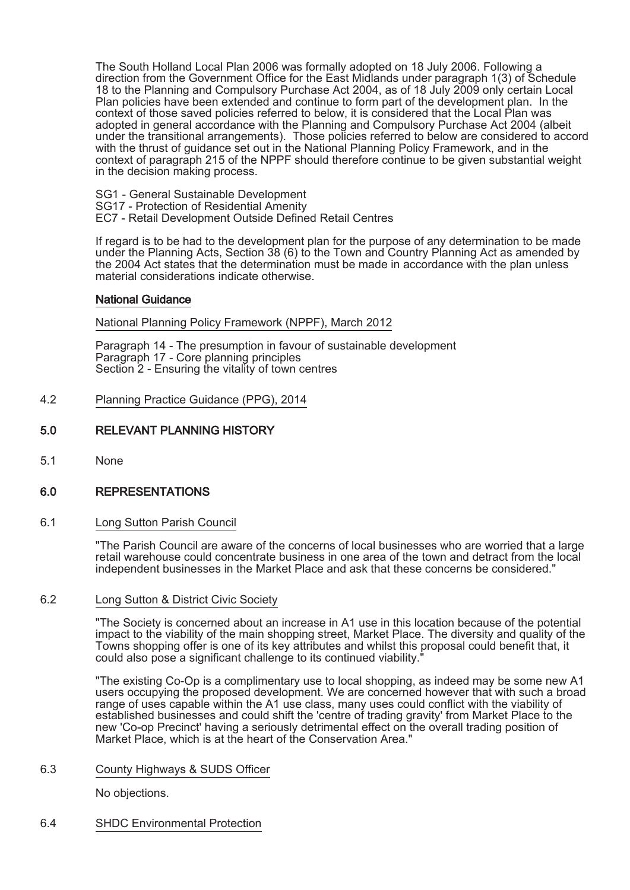The South Holland Local Plan 2006 was formally adopted on 18 July 2006. Following a direction from the Government Office for the East Midlands under paragraph 1(3) of Schedule 18 to the Planning and Compulsory Purchase Act 2004, as of 18 July 2009 only certain Local Plan policies have been extended and continue to form part of the development plan. In the context of those saved policies referred to below, it is considered that the Local Plan was adopted in general accordance with the Planning and Compulsory Purchase Act 2004 (albeit under the transitional arrangements). Those policies referred to below are considered to accord with the thrust of guidance set out in the National Planning Policy Framework, and in the context of paragraph 215 of the NPPF should therefore continue to be given substantial weight in the decision making process.

SG1 - General Sustainable Development
SG17 - Protection of Residential Amenity
EC7 - Retail Development Outside Defined Retail Centres

If regard is to be had to the development plan for the purpose of any determination to be made under the Planning Acts, Section 38 (6) to the Town and Country Planning Act as amended by the 2004 Act states that the determination must be made in accordance with the plan unless material considerations indicate otherwise.

**National Guidance**

National Planning Policy Framework (NPPF), March 2012

Paragraph 14 - The presumption in favour of sustainable development
Paragraph 17 - Core planning principles
Section 2 - Ensuring the vitality of town centres

4.2 Planning Practice Guidance (PPG), 2014

## 5.0 RELEVANT PLANNING HISTORY

5.1 None

## 6.0 REPRESENTATIONS

6.1 Long Sutton Parish Council

"The Parish Council are aware of the concerns of local businesses who are worried that a large retail warehouse could concentrate business in one area of the town and detract from the local independent businesses in the Market Place and ask that these concerns be considered."

6.2 Long Sutton & District Civic Society

"The Society is concerned about an increase in A1 use in this location because of the potential impact to the viability of the main shopping street, Market Place. The diversity and quality of the Towns shopping offer is one of its key attributes and whilst this proposal could benefit that, it could also pose a significant challenge to its continued viability."

"The existing Co-Op is a complimentary use to local shopping, as indeed may be some new A1 users occupying the proposed development. We are concerned however that with such a broad range of uses capable within the A1 use class, many uses could conflict with the viability of established businesses and could shift the 'centre of trading gravity' from Market Place to the new 'Co-op Precinct' having a seriously detrimental effect on the overall trading position of Market Place, which is at the heart of the Conservation Area."

6.3 County Highways & SUDS Officer

No objections.

6.4 SHDC Environmental Protection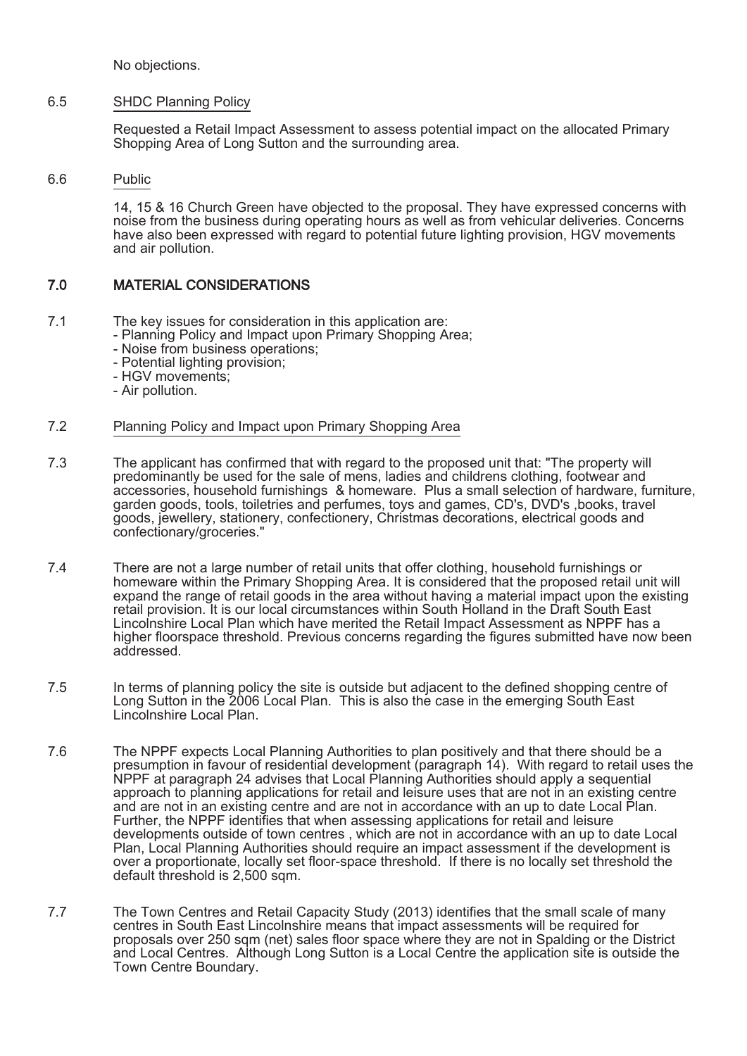No objections.

6.5 SHDC Planning Policy

Requested a Retail Impact Assessment to assess potential impact on the allocated Primary Shopping Area of Long Sutton and the surrounding area.

6.6 Public

14, 15 & 16 Church Green have objected to the proposal. They have expressed concerns with noise from the business during operating hours as well as from vehicular deliveries. Concerns have also been expressed with regard to potential future lighting provision, HGV movements and air pollution.

## 7.0 MATERIAL CONSIDERATIONS

7.1 The key issues for consideration in this application are:
- Planning Policy and Impact upon Primary Shopping Area;
- Noise from business operations;
- Potential lighting provision;
- HGV movements;
- Air pollution.

7.2 Planning Policy and Impact upon Primary Shopping Area

7.3 The applicant has confirmed that with regard to the proposed unit that: "The property will predominantly be used for the sale of mens, ladies and childrens clothing, footwear and accessories, household furnishings & homeware. Plus a small selection of hardware, furniture, garden goods, tools, toiletries and perfumes, toys and games, CD's, DVD's ,books, travel goods, jewellery, stationery, confectionery, Christmas decorations, electrical goods and confectionary/groceries."

7.4 There are not a large number of retail units that offer clothing, household furnishings or homeware within the Primary Shopping Area. It is considered that the proposed retail unit will expand the range of retail goods in the area without having a material impact upon the existing retail provision. It is our local circumstances within South Holland in the Draft South East Lincolnshire Local Plan which have merited the Retail Impact Assessment as NPPF has a higher floorspace threshold. Previous concerns regarding the figures submitted have now been addressed.

7.5 In terms of planning policy the site is outside but adjacent to the defined shopping centre of Long Sutton in the 2006 Local Plan. This is also the case in the emerging South East Lincolnshire Local Plan.

7.6 The NPPF expects Local Planning Authorities to plan positively and that there should be a presumption in favour of residential development (paragraph 14). With regard to retail uses the NPPF at paragraph 24 advises that Local Planning Authorities should apply a sequential approach to planning applications for retail and leisure uses that are not in an existing centre and are not in an existing centre and are not in accordance with an up to date Local Plan. Further, the NPPF identifies that when assessing applications for retail and leisure developments outside of town centres , which are not in accordance with an up to date Local Plan, Local Planning Authorities should require an impact assessment if the development is over a proportionate, locally set floor-space threshold. If there is no locally set threshold the default threshold is 2,500 sqm.

7.7 The Town Centres and Retail Capacity Study (2013) identifies that the small scale of many centres in South East Lincolnshire means that impact assessments will be required for proposals over 250 sqm (net) sales floor space where they are not in Spalding or the District and Local Centres. Although Long Sutton is a Local Centre the application site is outside the Town Centre Boundary.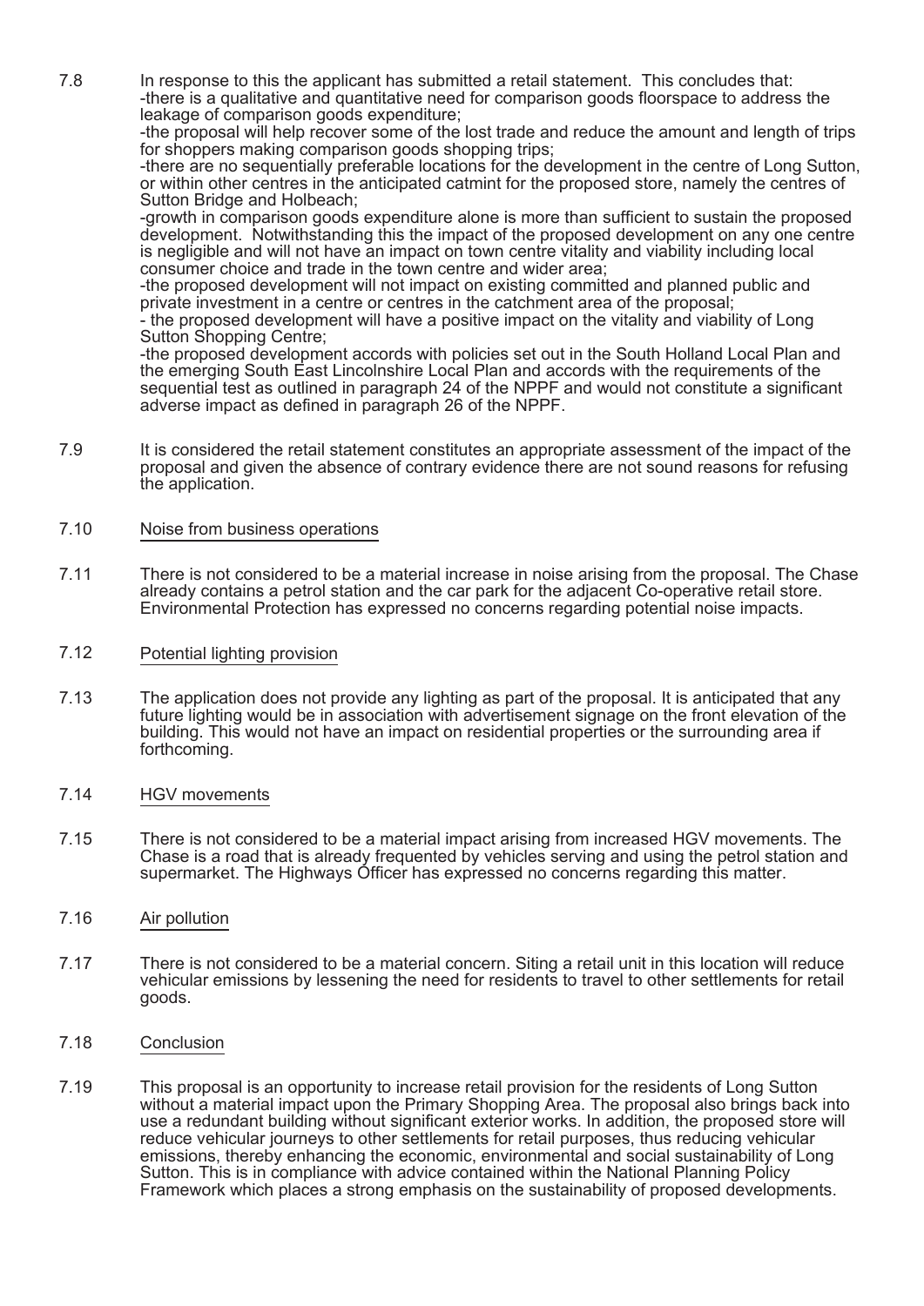7.8 In response to this the applicant has submitted a retail statement. This concludes that:

-there is a qualitative and quantitative need for comparison goods floorspace to address the leakage of comparison goods expenditure;

-the proposal will help recover some of the lost trade and reduce the amount and length of trips for shoppers making comparison goods shopping trips;

-there are no sequentially preferable locations for the development in the centre of Long Sutton, or within other centres in the anticipated catmint for the proposed store, namely the centres of Sutton Bridge and Holbeach;

-growth in comparison goods expenditure alone is more than sufficient to sustain the proposed development. Notwithstanding this the impact of the proposed development on any one centre is negligible and will not have an impact on town centre vitality and viability including local consumer choice and trade in the town centre and wider area;

-the proposed development will not impact on existing committed and planned public and private investment in a centre or centres in the catchment area of the proposal;

- the proposed development will have a positive impact on the vitality and viability of Long Sutton Shopping Centre;

-the proposed development accords with policies set out in the South Holland Local Plan and the emerging South East Lincolnshire Local Plan and accords with the requirements of the sequential test as outlined in paragraph 24 of the NPPF and would not constitute a significant adverse impact as defined in paragraph 26 of the NPPF.

7.9 It is considered the retail statement constitutes an appropriate assessment of the impact of the proposal and given the absence of contrary evidence there are not sound reasons for refusing the application.

7.10 Noise from business operations

7.11 There is not considered to be a material increase in noise arising from the proposal. The Chase already contains a petrol station and the car park for the adjacent Co-operative retail store. Environmental Protection has expressed no concerns regarding potential noise impacts.

7.12 Potential lighting provision

7.13 The application does not provide any lighting as part of the proposal. It is anticipated that any future lighting would be in association with advertisement signage on the front elevation of the building. This would not have an impact on residential properties or the surrounding area if forthcoming.

7.14 HGV movements

7.15 There is not considered to be a material impact arising from increased HGV movements. The Chase is a road that is already frequented by vehicles serving and using the petrol station and supermarket. The Highways Officer has expressed no concerns regarding this matter.

7.16 Air pollution

7.17 There is not considered to be a material concern. Siting a retail unit in this location will reduce vehicular emissions by lessening the need for residents to travel to other settlements for retail goods.

7.18 Conclusion

7.19 This proposal is an opportunity to increase retail provision for the residents of Long Sutton without a material impact upon the Primary Shopping Area. The proposal also brings back into use a redundant building without significant exterior works. In addition, the proposed store will reduce vehicular journeys to other settlements for retail purposes, thus reducing vehicular emissions, thereby enhancing the economic, environmental and social sustainability of Long Sutton. This is in compliance with advice contained within the National Planning Policy Framework which places a strong emphasis on the sustainability of proposed developments.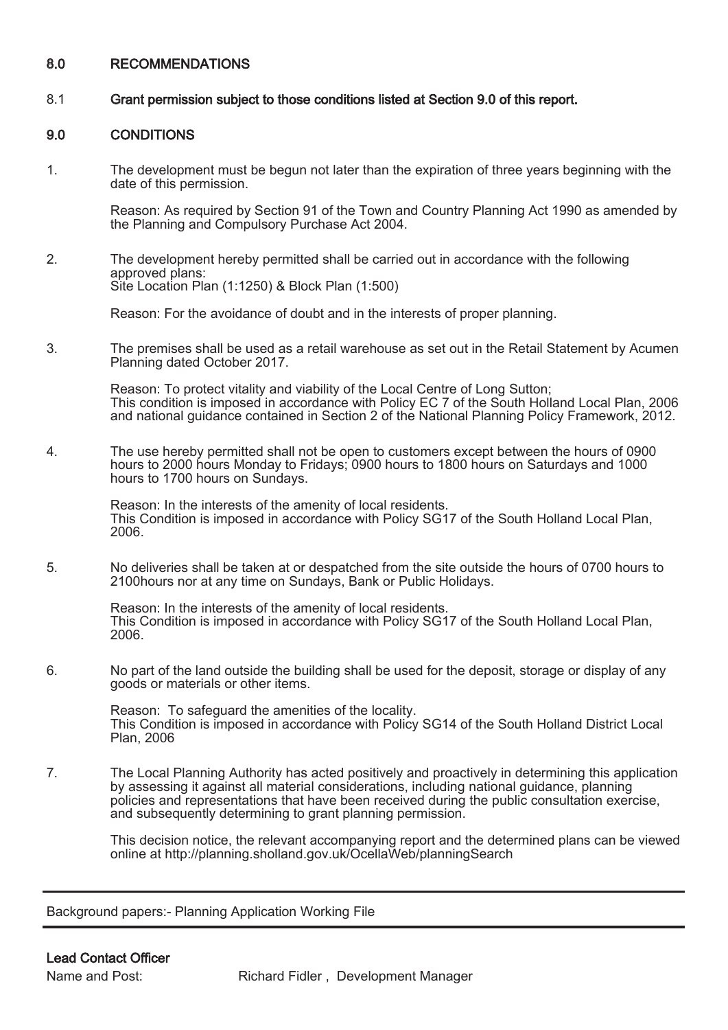## 8.0 RECOMMENDATIONS

8.1 **Grant permission subject to those conditions listed at Section 9.0 of this report.**

## 9.0 CONDITIONS

1. The development must be begun not later than the expiration of three years beginning with the date of this permission.

   Reason: As required by Section 91 of the Town and Country Planning Act 1990 as amended by the Planning and Compulsory Purchase Act 2004.

2. The development hereby permitted shall be carried out in accordance with the following approved plans:
   Site Location Plan (1:1250) & Block Plan (1:500)

   Reason: For the avoidance of doubt and in the interests of proper planning.

3. The premises shall be used as a retail warehouse as set out in the Retail Statement by Acumen Planning dated October 2017.

   Reason: To protect vitality and viability of the Local Centre of Long Sutton;
   This condition is imposed in accordance with Policy EC 7 of the South Holland Local Plan, 2006 and national guidance contained in Section 2 of the National Planning Policy Framework, 2012.

4. The use hereby permitted shall not be open to customers except between the hours of 0900 hours to 2000 hours Monday to Fridays; 0900 hours to 1800 hours on Saturdays and 1000 hours to 1700 hours on Sundays.

   Reason: In the interests of the amenity of local residents.
   This Condition is imposed in accordance with Policy SG17 of the South Holland Local Plan, 2006.

5. No deliveries shall be taken at or despatched from the site outside the hours of 0700 hours to 2100hours nor at any time on Sundays, Bank or Public Holidays.

   Reason: In the interests of the amenity of local residents.
   This Condition is imposed in accordance with Policy SG17 of the South Holland Local Plan, 2006.

6. No part of the land outside the building shall be used for the deposit, storage or display of any goods or materials or other items.

   Reason: To safeguard the amenities of the locality.
   This Condition is imposed in accordance with Policy SG14 of the South Holland District Local Plan, 2006

7. The Local Planning Authority has acted positively and proactively in determining this application by assessing it against all material considerations, including national guidance, planning policies and representations that have been received during the public consultation exercise, and subsequently determining to grant planning permission.

   This decision notice, the relevant accompanying report and the determined plans can be viewed online at http://planning.sholland.gov.uk/OcellaWeb/planningSearch

---

Background papers:- Planning Application Working File

---

**Lead Contact Officer**

Name and Post: Richard Fidler , Development Manager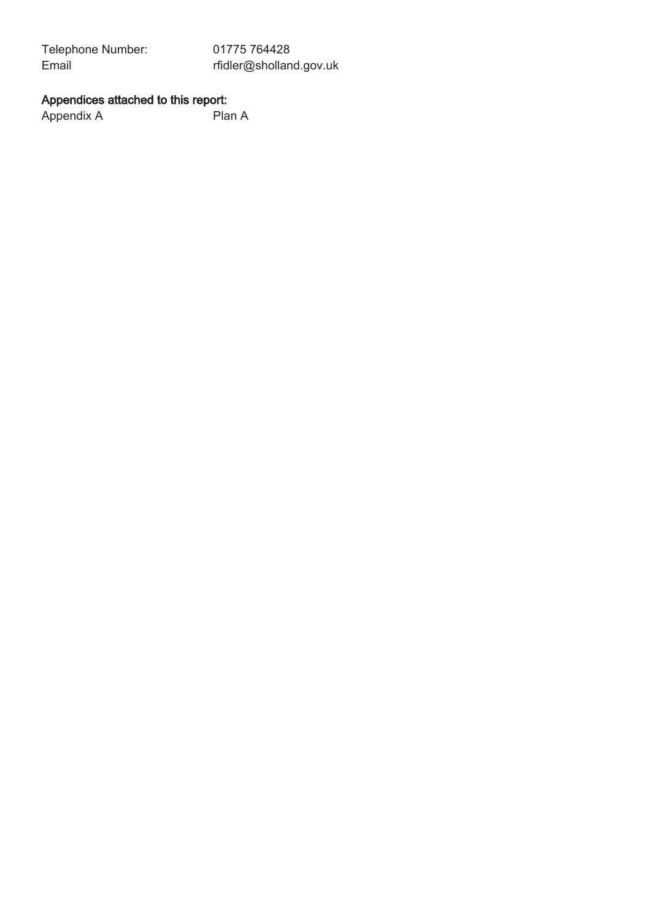| | |
|---|---|
| Telephone Number: | 01775 764428 |
| Email | rfidler@sholland.gov.uk |

**Appendices attached to this report:**

| | |
|---|---|
| Appendix A | Plan A |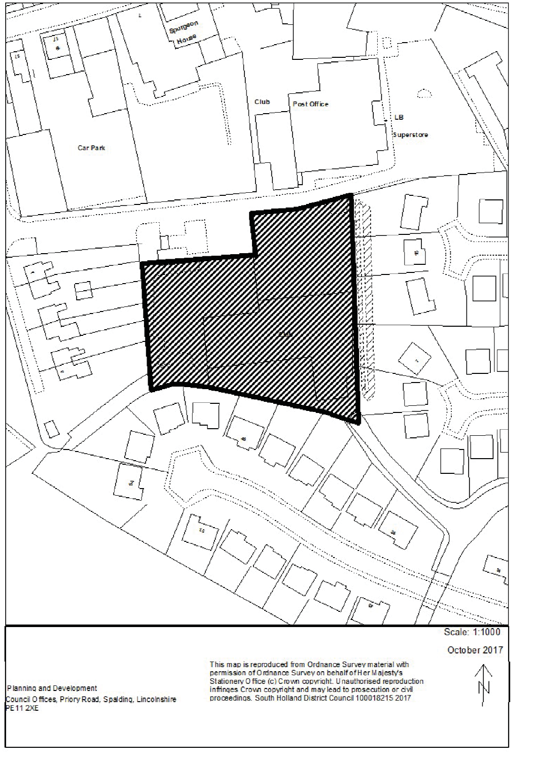Scale: 1:1000

October 2017

This map is reproduced from Ordnance Survey material with permission of Ordnance Survey on behalf of Her Majesty's Stationery Office (c) Crown copyright. Unauthorised reproduction infringes Crown copyright and may lead to prosecution or civil proceedings. South Holland District Council 100018215 2017

Planning and Development
Council Offices, Priory Road, Spalding, Lincolnshire
PE11 2XE